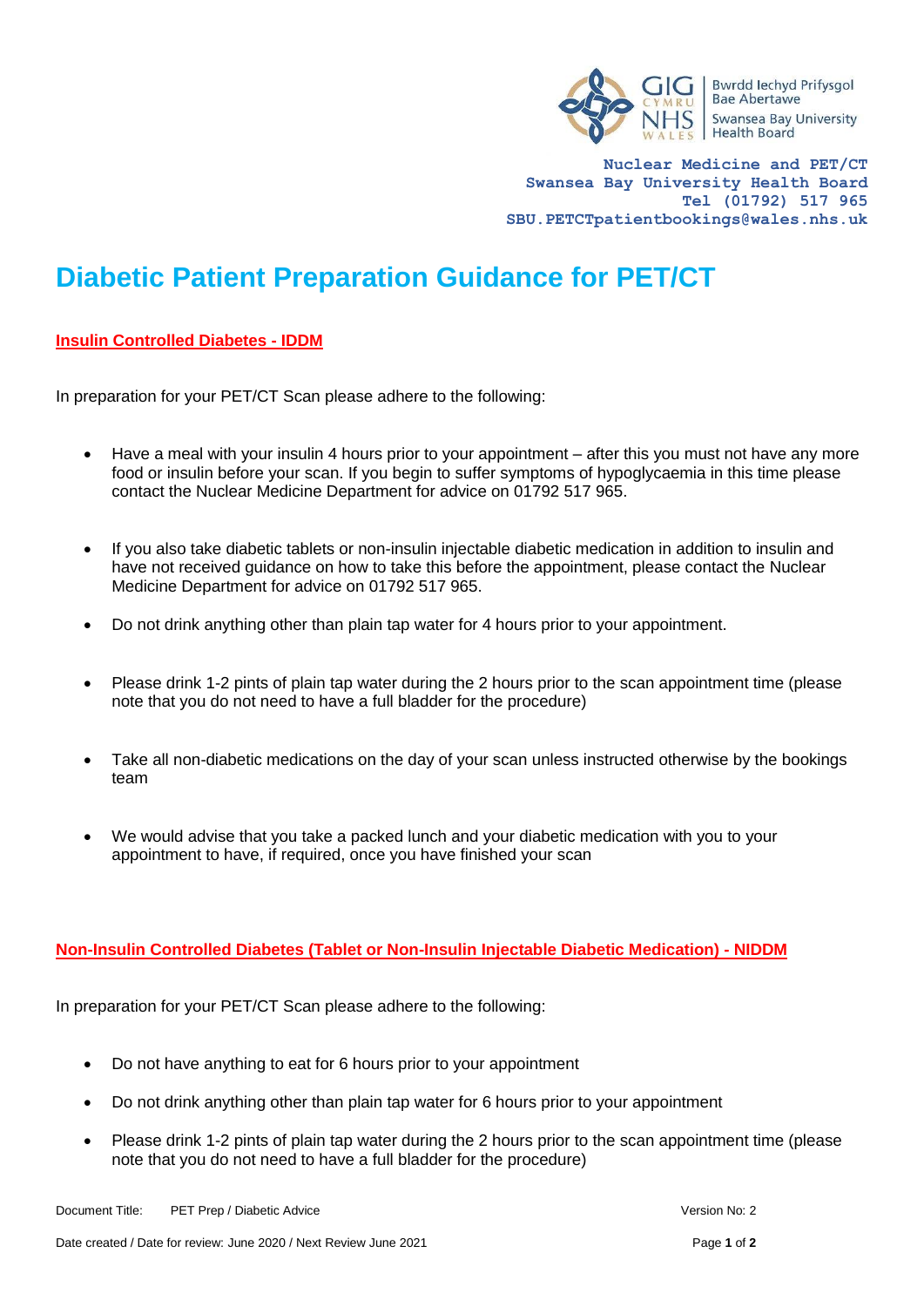Bwrdd Iechyd Prifysgol Bae Abertawe
Swansea Bay University Health Board

**Nuclear Medicine and PET/CT**
**Swansea Bay University Health Board**
**Tel (01792) 517 965**
**SBU.PETCTpatientbookings@wales.nhs.uk**

# Diabetic Patient Preparation Guidance for PET/CT

## Insulin Controlled Diabetes - IDDM

In preparation for your PET/CT Scan please adhere to the following:

- Have a meal with your insulin 4 hours prior to your appointment – after this you must not have any more food or insulin before your scan. If you begin to suffer symptoms of hypoglycaemia in this time please contact the Nuclear Medicine Department for advice on 01792 517 965.
- If you also take diabetic tablets or non-insulin injectable diabetic medication in addition to insulin and have not received guidance on how to take this before the appointment, please contact the Nuclear Medicine Department for advice on 01792 517 965.
- Do not drink anything other than plain tap water for 4 hours prior to your appointment.
- Please drink 1-2 pints of plain tap water during the 2 hours prior to the scan appointment time (please note that you do not need to have a full bladder for the procedure)
- Take all non-diabetic medications on the day of your scan unless instructed otherwise by the bookings team
- We would advise that you take a packed lunch and your diabetic medication with you to your appointment to have, if required, once you have finished your scan

## Non-Insulin Controlled Diabetes (Tablet or Non-Insulin Injectable Diabetic Medication) - NIDDM

In preparation for your PET/CT Scan please adhere to the following:

- Do not have anything to eat for 6 hours prior to your appointment
- Do not drink anything other than plain tap water for 6 hours prior to your appointment
- Please drink 1-2 pints of plain tap water during the 2 hours prior to the scan appointment time (please note that you do not need to have a full bladder for the procedure)

Document Title: PET Prep / Diabetic Advice — Version No: 2

Date created / Date for review: June 2020 / Next Review June 2021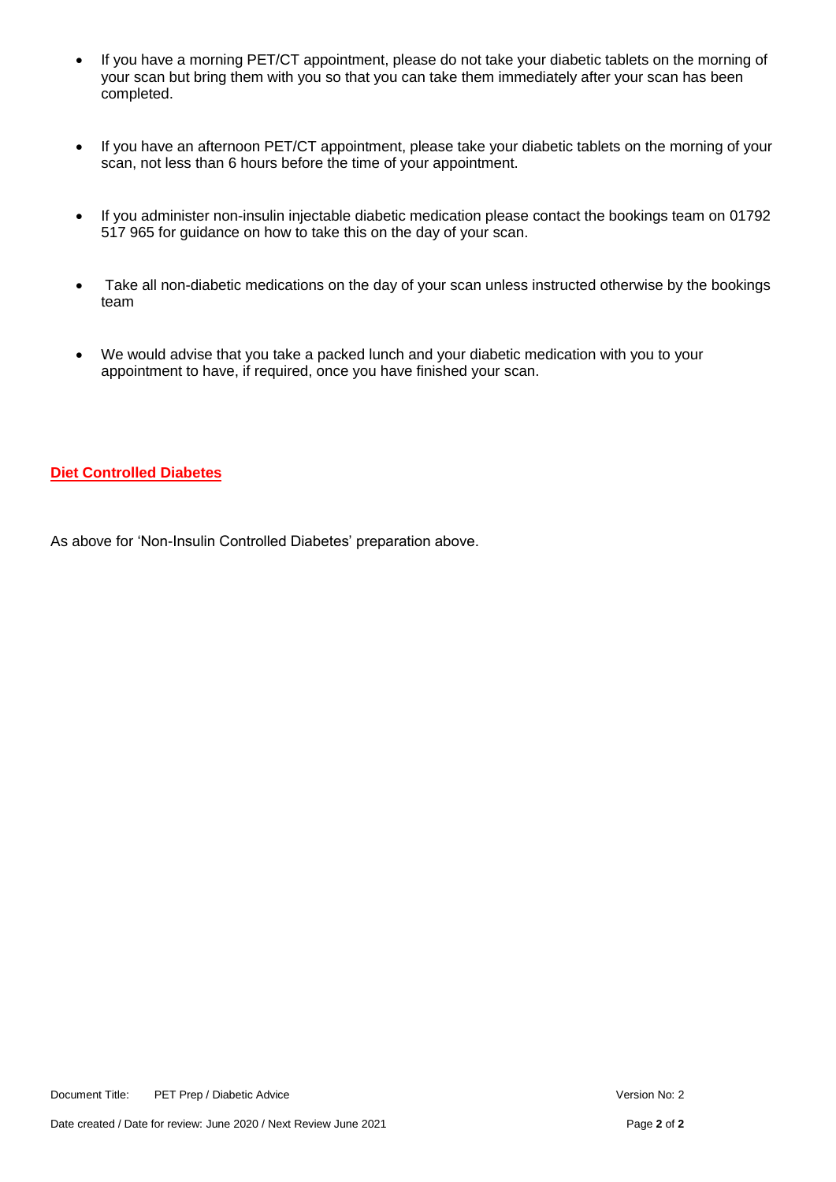- If you have a morning PET/CT appointment, please do not take your diabetic tablets on the morning of your scan but bring them with you so that you can take them immediately after your scan has been completed.

- If you have an afternoon PET/CT appointment, please take your diabetic tablets on the morning of your scan, not less than 6 hours before the time of your appointment.

- If you administer non-insulin injectable diabetic medication please contact the bookings team on 01792 517 965 for guidance on how to take this on the day of your scan.

- Take all non-diabetic medications on the day of your scan unless instructed otherwise by the bookings team

- We would advise that you take a packed lunch and your diabetic medication with you to your appointment to have, if required, once you have finished your scan.

## Diet Controlled Diabetes

As above for 'Non-Insulin Controlled Diabetes' preparation above.